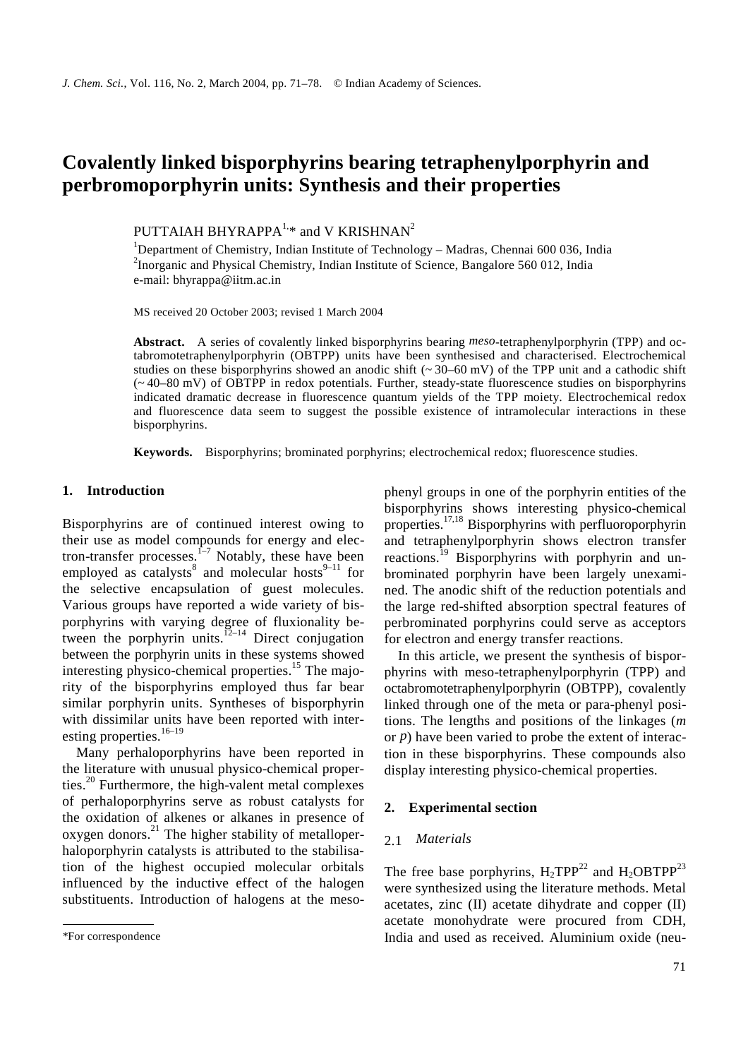# Covalently linked bisporphyrins bearing tetraphenylporphyrin and perbromoporphyrin units: Synthesis and their properties

PUTTAIAH BHYRAPPA[1,*] and V KRISHNAN[2]

[1]Department of Chemistry, Indian Institute of Technology – Madras, Chennai 600 036, India
[2]Inorganic and Physical Chemistry, Indian Institute of Science, Bangalore 560 012, India
e-mail: bhyrappa@iitm.ac.in

MS received 20 October 2003; revised 1 March 2004

**Abstract.** A series of covalently linked bisporphyrins bearing *meso*-tetraphenylporphyrin (TPP) and octabromotetraphenylporphyrin (OBTPP) units have been synthesised and characterised. Electrochemical studies on these bisporphyrins showed an anodic shift (~ 30–60 mV) of the TPP unit and a cathodic shift (~ 40–80 mV) of OBTPP in redox potentials. Further, steady-state fluorescence studies on bisporphyrins indicated dramatic decrease in fluorescence quantum yields of the TPP moiety. Electrochemical redox and fluorescence data seem to suggest the possible existence of intramolecular interactions in these bisporphyrins.

**Keywords.** Bisporphyrins; brominated porphyrins; electrochemical redox; fluorescence studies.

## 1. Introduction

Bisporphyrins are of continued interest owing to their use as model compounds for energy and electron-transfer processes.[1–7] Notably, these have been employed as catalysts[8] and molecular hosts[9–11] for the selective encapsulation of guest molecules. Various groups have reported a wide variety of bisporphyrins with varying degree of fluxionality between the porphyrin units.[12–14] Direct conjugation between the porphyrin units in these systems showed interesting physico-chemical properties.[15] The majority of the bisporphyrins employed thus far bear similar porphyrin units. Syntheses of bisporphyrin with dissimilar units have been reported with interesting properties.[16–19]

Many perhaloporphyrins have been reported in the literature with unusual physico-chemical properties.[20] Furthermore, the high-valent metal complexes of perhaloporphyrins serve as robust catalysts for the oxidation of alkenes or alkanes in presence of oxygen donors.[21] The higher stability of metalloperhaloporphyrin catalysts is attributed to the stabilisation of the highest occupied molecular orbitals influenced by the inductive effect of the halogen substituents. Introduction of halogens at the meso-phenyl groups in one of the porphyrin entities of the bisporphyrins shows interesting physico-chemical properties.[17,18] Bisporphyrins with perfluoroporphyrin and tetraphenylporphyrin shows electron transfer reactions.[19] Bisporphyrins with porphyrin and unbrominated porphyrin have been largely unexamined. The anodic shift of the reduction potentials and the large red-shifted absorption spectral features of perbrominated porphyrins could serve as acceptors for electron and energy transfer reactions.

In this article, we present the synthesis of bisporphyrins with meso-tetraphenylporphyrin (TPP) and octabromotetraphenylporphyrin (OBTPP), covalently linked through one of the meta or para-phenyl positions. The lengths and positions of the linkages (*m* or *p*) have been varied to probe the extent of interaction in these bisporphyrins. These compounds also display interesting physico-chemical properties.

## 2. Experimental section

### 2.1 *Materials*

The free base porphyrins, $H_2TPP$[22] and $H_2OBTPP$[23] were synthesized using the literature methods. Metal acetates, zinc (II) acetate dihydrate and copper (II) acetate monohydrate were procured from CDH, India and used as received. Aluminium oxide (neu-

*For correspondence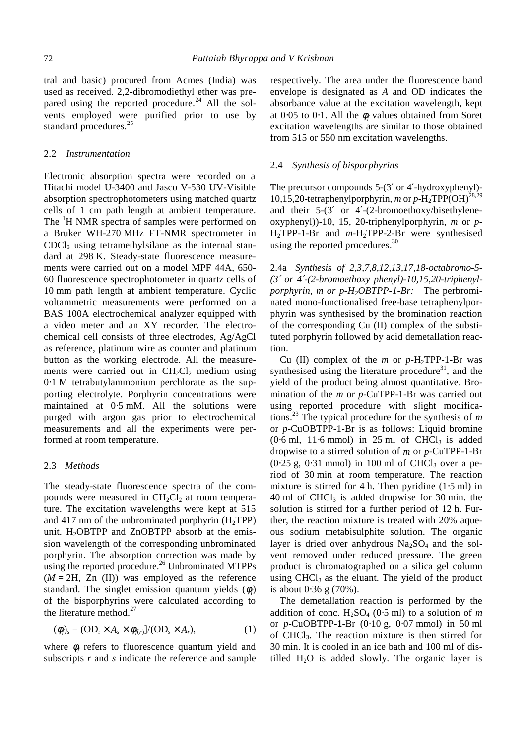tral and basic) procured from Acmes (India) was used as received. 2,2-dibromodiethyl ether was prepared using the reported procedure.[24] All the solvents employed were purified prior to use by standard procedures.[25]

### 2.2 *Instrumentation*

Electronic absorption spectra were recorded on a Hitachi model U-3400 and Jasco V-530 UV-Visible absorption spectrophotometers using matched quartz cells of 1 cm path length at ambient temperature. The $^1$H NMR spectra of samples were performed on a Bruker WH-270 MHz FT-NMR spectrometer in $CDCl_3$ using tetramethylsilane as the internal standard at 298 K. Steady-state fluorescence measurements were carried out on a model MPF 44A, 650-60 fluorescence spectrophotometer in quartz cells of 10 mm path length at ambient temperature. Cyclic voltammetric measurements were performed on a BAS 100A electrochemical analyzer equipped with a video meter and an XY recorder. The electrochemical cell consists of three electrodes, Ag/AgCl as reference, platinum wire as counter and platinum button as the working electrode. All the measurements were carried out in $CH_2Cl_2$ medium using 0·1 M tetrabutylammonium perchlorate as the supporting electrolyte. Porphyrin concentrations were maintained at 0·5 mM. All the solutions were purged with argon gas prior to electrochemical measurements and all the experiments were performed at room temperature.

### 2.3 *Methods*

The steady-state fluorescence spectra of the compounds were measured in $CH_2Cl_2$ at room temperature. The excitation wavelengths were kept at 515 and 417 nm of the unbrominated porphyrin ($H_2TPP$) unit. $H_2OBTPP$ and ZnOBTPP absorb at the emission wavelength of the corresponding unbrominated porphyrin. The absorption correction was made by using the reported procedure.[26] Unbrominated MTPPs ($M = 2H$, Zn (II)) was employed as the reference standard. The singlet emission quantum yields ($\phi_f$) of the bisporphyrins were calculated according to the literature method.[27]

$$(\phi_f)_s = (\mathrm{OD}_r \times A_s \times \phi_{f(r)})/(\mathrm{OD}_s \times A_r), \tag{1}$$

where $\phi_f$ refers to fluorescence quantum yield and subscripts $r$ and $s$ indicate the reference and sample respectively. The area under the fluorescence band envelope is designated as $A$ and OD indicates the absorbance value at the excitation wavelength, kept at 0·05 to 0·1. All the $\phi_f$ values obtained from Soret excitation wavelengths are similar to those obtained from 515 and 550 nm excitation wavelengths.

### 2.4 *Synthesis of bisporphyrins*

The precursor compounds 5-(3′ or 4′-hydroxyphenyl)-10,15,20-tetraphenylporphyrin, *m* or *p*-$H_2TPP(OH)$[28,29] and their 5-(3′ or 4′-(2-bromoethoxy/bisethyleneoxyphenyl))-10, 15, 20-triphenylporphyrin, *m* or *p*-$H_2$TPP-1-Br and *m*-$H_2$TPP-2-Br were synthesised using the reported procedures.[30]

2.4a *Synthesis of 2,3,7,8,12,13,17,18-octabromo-5-(3′ or 4′-(2-bromoethoxy phenyl)-10,15,20-triphenylporphyrin, m or p-$H_2$OBTPP-1-Br:* The perbrominated mono-functionalised free-base tetraphenylporphyrin was synthesised by the bromination reaction of the corresponding Cu (II) complex of the substituted porphyrin followed by acid demetallation reaction.

Cu (II) complex of the *m* or *p*-$H_2$TPP-1-Br was synthesised using the literature procedure[31], and the yield of the product being almost quantitative. Bromination of the *m* or *p*-CuTPP-1-Br was carried out using reported procedure with slight modifications.[23] The typical procedure for the synthesis of *m* or *p*-CuOBTPP-1-Br is as follows: Liquid bromine (0·6 ml, 11·6 mmol) in 25 ml of $CHCl_3$ is added dropwise to a stirred solution of *m* or *p*-CuTPP-1-Br (0·25 g, 0·31 mmol) in 100 ml of $CHCl_3$ over a period of 30 min at room temperature. The reaction mixture is stirred for 4 h. Then pyridine (1·5 ml) in 40 ml of $CHCl_3$ is added dropwise for 30 min. the solution is stirred for a further period of 12 h. Further, the reaction mixture is treated with 20% aqueous sodium metabisulphite solution. The organic layer is dried over anhydrous $Na_2SO_4$ and the solvent removed under reduced pressure. The green product is chromatographed on a silica gel column using $CHCl_3$ as the eluant. The yield of the product is about 0·36 g (70%).

The demetallation reaction is performed by the addition of conc. $H_2SO_4$ (0·5 ml) to a solution of *m* or *p*-CuOBTPP-**1**-Br (0·10 g, 0·07 mmol) in 50 ml of $CHCl_3$. The reaction mixture is then stirred for 30 min. It is cooled in an ice bath and 100 ml of distilled $H_2O$ is added slowly. The organic layer is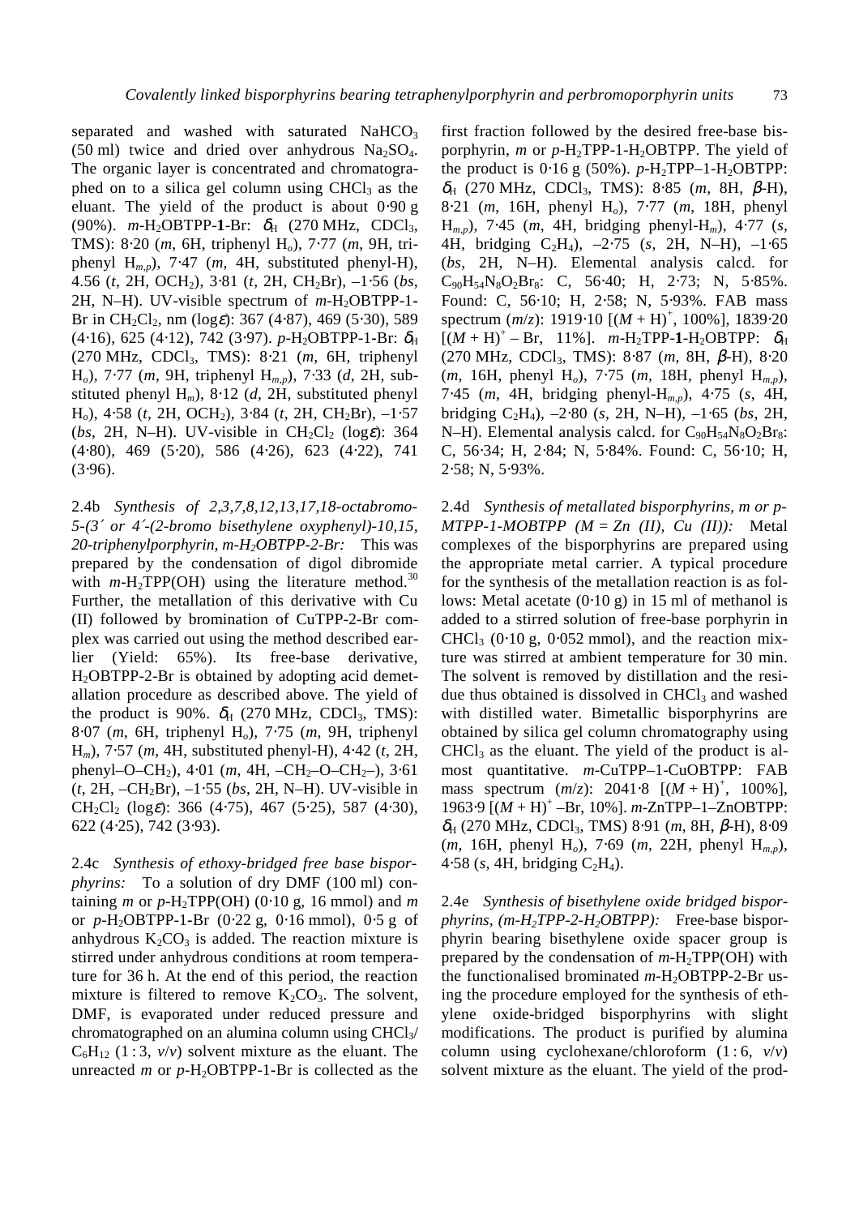separated and washed with saturated $NaHCO_3$ (50 ml) twice and dried over anhydrous $Na_2SO_4$. The organic layer is concentrated and chromatographed on to a silica gel column using $CHCl_3$ as the eluant. The yield of the product is about 0·90 g (90%). *m*-$H_2$OBTPP-**1**-Br: $\delta_H$ (270 MHz, $CDCl_3$, TMS): 8·20 (*m*, 6H, triphenyl $H_o$), 7·77 (*m*, 9H, triphenyl $H_{m,p}$), 7·47 (*m*, 4H, substituted phenyl-H), 4.56 (*t*, 2H, $OCH_2$), 3·81 (*t*, 2H, $CH_2Br$), –1·56 (*bs*, 2H, N–H). UV-visible spectrum of *m*-$H_2$OBTPP-1-Br in $CH_2Cl_2$, nm (log$\varepsilon$): 367 (4·87), 469 (5·30), 589 (4·16), 625 (4·12), 742 (3·97). *p*-$H_2$OBTPP-1-Br: $\delta_H$ (270 MHz, $CDCl_3$, TMS): 8·21 (*m*, 6H, triphenyl $H_o$), 7·77 (*m*, 9H, triphenyl $H_{m,p}$), 7·33 (*d*, 2H, substituted phenyl $H_m$), 8·12 (*d*, 2H, substituted phenyl $H_o$), 4·58 (*t*, 2H, $OCH_2$), 3·84 (*t*, 2H, $CH_2Br$), –1·57 (*bs*, 2H, N–H). UV-visible in $CH_2Cl_2$ (log$\varepsilon$): 364 (4·80), 469 (5·20), 586 (4·26), 623 (4·22), 741 (3·96).

2.4b *Synthesis of 2,3,7,8,12,13,17,18-octabromo-5-(3′ or 4′-(2-bromo bisethylene oxyphenyl)-10,15,20-triphenylporphyrin, m-$H_2$OBTPP-2-Br:* This was prepared by the condensation of digol dibromide with *m*-$H_2$TPP(OH) using the literature method.[30] Further, the metallation of this derivative with Cu (II) followed by bromination of CuTPP-2-Br complex was carried out using the method described earlier (Yield: 65%). Its free-base derivative, $H_2$OBTPP-2-Br is obtained by adopting acid demetallation procedure as described above. The yield of the product is 90%. $\delta_H$ (270 MHz, $CDCl_3$, TMS): 8·07 (*m*, 6H, triphenyl $H_o$), 7·75 (*m*, 9H, triphenyl $H_m$), 7·57 (*m*, 4H, substituted phenyl-H), 4·42 (*t*, 2H, phenyl–O–$CH_2$), 4·01 (*m*, 4H, –$CH_2$–O–$CH_2$–), 3·61 (*t*, 2H, –$CH_2$Br), –1·55 (*bs*, 2H, N–H). UV-visible in $CH_2Cl_2$ (log$\varepsilon$): 366 (4·75), 467 (5·25), 587 (4·30), 622 (4·25), 742 (3·93).

2.4c *Synthesis of ethoxy-bridged free base bisporphyrins:* To a solution of dry DMF (100 ml) containing *m* or *p*-$H_2$TPP(OH) (0·10 g, 16 mmol) and *m* or *p*-$H_2$OBTPP-1-Br (0·22 g, 0·16 mmol), 0·5 g of anhydrous $K_2CO_3$ is added. The reaction mixture is stirred under anhydrous conditions at room temperature for 36 h. At the end of this period, the reaction mixture is filtered to remove $K_2CO_3$. The solvent, DMF, is evaporated under reduced pressure and chromatographed on an alumina column using $CHCl_3$/$C_6H_{12}$ (1 : 3, *v*/*v*) solvent mixture as the eluant. The unreacted *m* or *p*-$H_2$OBTPP-1-Br is collected as the first fraction followed by the desired free-base bisporphyrin, *m* or *p*-$H_2$TPP-1-$H_2$OBTPP. The yield of the product is 0·16 g (50%). *p*-$H_2$TPP–1-$H_2$OBTPP: $\delta_H$ (270 MHz, $CDCl_3$, TMS): 8·85 (*m*, 8H, $\beta$-H), 8·21 (*m*, 16H, phenyl $H_o$), 7·77 (*m*, 18H, phenyl $H_{m,p}$), 7·45 (*m*, 4H, bridging phenyl-$H_m$), 4·77 (*s*, 4H, bridging $C_2H_4$), –2·75 (*s*, 2H, N–H), –1·65 (*bs*, 2H, N–H). Elemental analysis calcd. for $C_{90}H_{54}N_8O_2Br_8$: C, 56·40; H, 2·73; N, 5·85%. Found: C, 56·10; H, 2·58; N, 5·93%. FAB mass spectrum (*m*/*z*): 1919·10 [$(M + H)^+$, 100%], 1839·20 [$(M + H)^+$ – Br, 11%]. *m*-$H_2$TPP-**1**-$H_2$OBTPP: $\delta_H$ (270 MHz, $CDCl_3$, TMS): 8·87 (*m*, 8H, $\beta$-H), 8·20 (*m*, 16H, phenyl $H_o$), 7·75 (*m*, 18H, phenyl $H_{m,p}$), 7·45 (*m*, 4H, bridging phenyl-$H_{m,p}$), 4·75 (*s*, 4H, bridging $C_2H_4$), –2·80 (*s*, 2H, N–H), –1·65 (*bs*, 2H, N–H). Elemental analysis calcd. for $C_{90}H_{54}N_8O_2Br_8$: C, 56·34; H, 2·84; N, 5·84%. Found: C, 56·10; H, 2·58; N, 5·93%.

2.4d *Synthesis of metallated bisporphyrins, m or p-MTPP-1-MOBTPP (M = Zn (II), Cu (II)):* Metal complexes of the bisporphyrins are prepared using the appropriate metal carrier. A typical procedure for the synthesis of the metallation reaction is as follows: Metal acetate (0·10 g) in 15 ml of methanol is added to a stirred solution of free-base porphyrin in $CHCl_3$ (0·10 g, 0·052 mmol), and the reaction mixture was stirred at ambient temperature for 30 min. The solvent is removed by distillation and the residue thus obtained is dissolved in $CHCl_3$ and washed with distilled water. Bimetallic bisporphyrins are obtained by silica gel column chromatography using $CHCl_3$ as the eluant. The yield of the product is almost quantitative. *m*-CuTPP–1-CuOBTPP: FAB mass spectrum (*m*/*z*): 2041·8 [$(M + H)^+$, 100%], 1963·9 [$(M + H)^+$ –Br, 10%]. *m*-ZnTPP–1–ZnOBTPP: $\delta_H$ (270 MHz, $CDCl_3$, TMS) 8·91 (*m*, 8H, $\beta$-H), 8·09 (*m*, 16H, phenyl $H_o$), 7·69 (*m*, 22H, phenyl $H_{m,p}$), 4·58 (*s*, 4H, bridging $C_2H_4$).

2.4e *Synthesis of bisethylene oxide bridged bisporphyrins, (m-$H_2$TPP-2-$H_2$OBTPP):* Free-base bisporphyrin bearing bisethylene oxide spacer group is prepared by the condensation of *m*-$H_2$TPP(OH) with the functionalised brominated *m*-$H_2$OBTPP-2-Br using the procedure employed for the synthesis of ethylene oxide-bridged bisporphyrins with slight modifications. The product is purified by alumina column using cyclohexane/chloroform (1 : 6, *v*/*v*) solvent mixture as the eluant. The yield of the prod-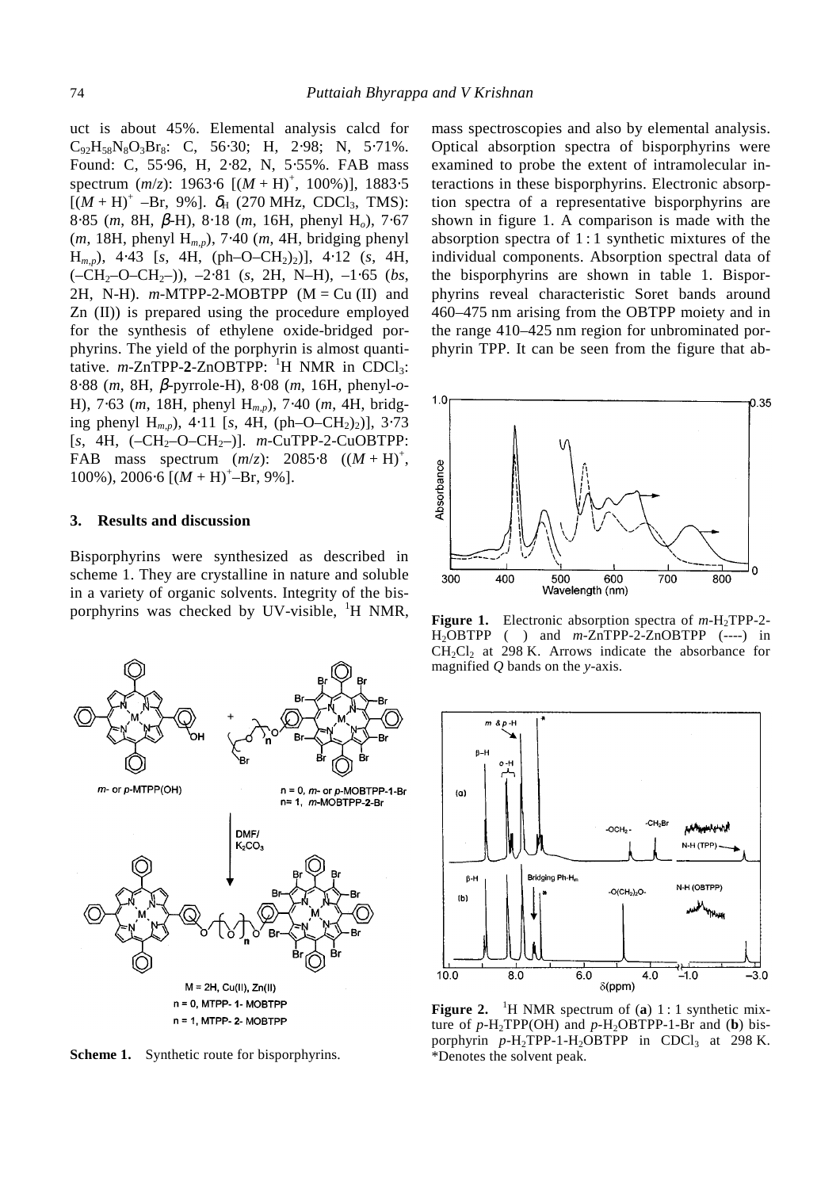uct is about 45%. Elemental analysis calcd for $C_{92}H_{58}N_8O_3Br_8$: C, 56·30; H, 2·98; N, 5·71%. Found: C, 55·96, H, 2·82, N, 5·55%. FAB mass spectrum (*m*/*z*): 1963·6 [$(M+H)^+$, 100%)], 1883·5 [$(M+H)^+$ –Br, 9%]. $\delta_H$ (270 MHz, $CDCl_3$, TMS): 8·85 (*m*, 8H, β-H), 8·18 (*m*, 16H, phenyl $H_o$), 7·67 (*m*, 18H, phenyl $H_{m,p}$), 7·40 (*m*, 4H, bridging phenyl $H_{m,p}$), 4·43 [*s*, 4H, (ph–O–$CH_2$)$_2$)], 4·12 (*s*, 4H, (–$CH_2$–O–$CH_2$–)), –2·81 (*s*, 2H, N–H), –1·65 (*bs*, 2H, N-H). *m*-MTPP-2-MOBTPP (M = Cu (II) and Zn (II)) is prepared using the procedure employed for the synthesis of ethylene oxide-bridged porphyrins. The yield of the porphyrin is almost quantitative. *m*-ZnTPP-**2**-ZnOBTPP: $^1$H NMR in $CDCl_3$: 8·88 (*m*, 8H, β-pyrrole-H), 8·08 (*m*, 16H, phenyl-*o*-H), 7·63 (*m*, 18H, phenyl $H_{m,p}$), 7·40 (*m*, 4H, bridging phenyl $H_{m,p}$), 4·11 [*s*, 4H, (ph–O–$CH_2$)$_2$)], 3·73 [*s*, 4H, (–$CH_2$–O–$CH_2$–)]. *m*-CuTPP-2-CuOBTPP: FAB mass spectrum (*m*/*z*): 2085·8 ($(M+H)^+$, 100%), 2006·6 [$(M+H)^+$–Br, 9%].

## 3. Results and discussion

Bisporphyrins were synthesized as described in scheme 1. They are crystalline in nature and soluble in a variety of organic solvents. Integrity of the bisporphyrins was checked by UV-visible, $^1$H NMR, mass spectroscopies and also by elemental analysis. Optical absorption spectra of bisporphyrins were examined to probe the extent of intramolecular interactions in these bisporphyrins. Electronic absorption spectra of a representative bisporphyrins are shown in figure 1. A comparison is made with the absorption spectra of 1 : 1 synthetic mixtures of the individual components. Absorption spectral data of the bisporphyrins are shown in table 1. Bisporphyrins reveal characteristic Soret bands around 460–475 nm arising from the OBTPP moiety and in the range 410–425 nm region for unbrominated porphyrin TPP. It can be seen from the figure that ab-

**Scheme 1.** Synthetic route for bisporphyrins.

**Figure 1.** Electronic absorption spectra of *m*-$H_2$TPP-2-$H_2$OBTPP ( ) and *m*-ZnTPP-2-ZnOBTPP (----) in $CH_2Cl_2$ at 298 K. Arrows indicate the absorbance for magnified *Q* bands on the *y*-axis.

**Figure 2.** $^1$H NMR spectrum of (**a**) 1 : 1 synthetic mixture of *p*-$H_2$TPP(OH) and *p*-$H_2$OBTPP-1-Br and (**b**) bisporphyrin *p*-$H_2$TPP-1-$H_2$OBTPP in $CDCl_3$ at 298 K. *Denotes the solvent peak.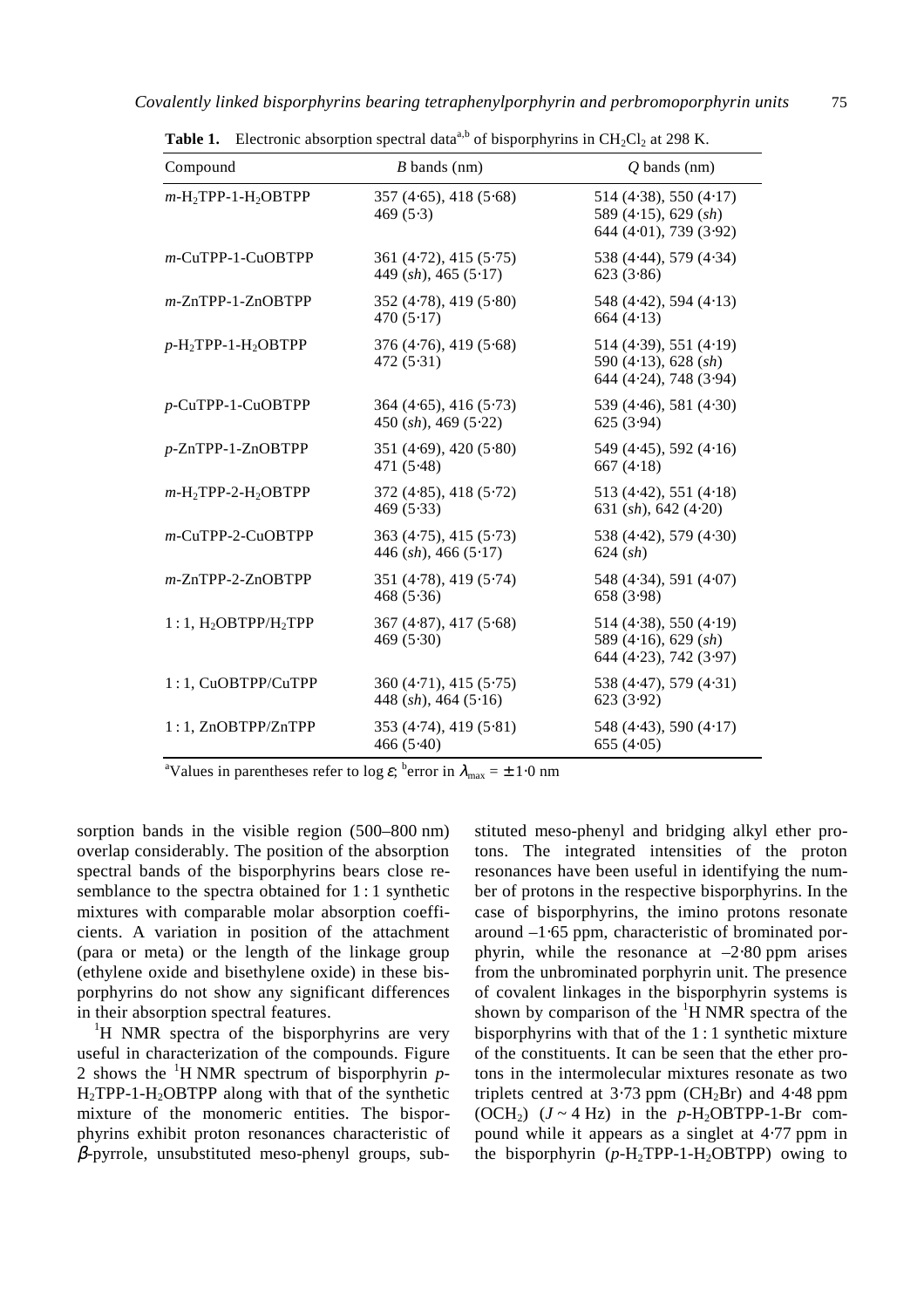**Table 1.** Electronic absorption spectral data[a,b] of bisporphyrins in $CH_2Cl_2$ at 298 K.

| Compound | *B* bands (nm) | *Q* bands (nm) |
|---|---|---|
| *m*-$H_2$TPP-1-$H_2$OBTPP | 357 (4·65), 418 (5·68) 469 (5·3) | 514 (4·38), 550 (4·17) 589 (4·15), 629 (*sh*) 644 (4·01), 739 (3·92) |
| *m*-CuTPP-1-CuOBTPP | 361 (4·72), 415 (5·75) 449 (*sh*), 465 (5·17) | 538 (4·44), 579 (4·34) 623 (3·86) |
| *m*-ZnTPP-1-ZnOBTPP | 352 (4·78), 419 (5·80) 470 (5·17) | 548 (4·42), 594 (4·13) 664 (4·13) |
| *p*-$H_2$TPP-1-$H_2$OBTPP | 376 (4·76), 419 (5·68) 472 (5·31) | 514 (4·39), 551 (4·19) 590 (4·13), 628 (*sh*) 644 (4·24), 748 (3·94) |
| *p*-CuTPP-1-CuOBTPP | 364 (4·65), 416 (5·73) 450 (*sh*), 469 (5·22) | 539 (4·46), 581 (4·30) 625 (3·94) |
| *p*-ZnTPP-1-ZnOBTPP | 351 (4·69), 420 (5·80) 471 (5·48) | 549 (4·45), 592 (4·16) 667 (4·18) |
| *m*-$H_2$TPP-2-$H_2$OBTPP | 372 (4·85), 418 (5·72) 469 (5·33) | 513 (4·42), 551 (4·18) 631 (*sh*), 642 (4·20) |
| *m*-CuTPP-2-CuOBTPP | 363 (4·75), 415 (5·73) 446 (*sh*), 466 (5·17) | 538 (4·42), 579 (4·30) 624 (*sh*) |
| *m*-ZnTPP-2-ZnOBTPP | 351 (4·78), 419 (5·74) 468 (5·36) | 548 (4·34), 591 (4·07) 658 (3·98) |
| 1 : 1, $H_2$OBTPP/$H_2$TPP | 367 (4·87), 417 (5·68) 469 (5·30) | 514 (4·38), 550 (4·19) 589 (4·16), 629 (*sh*) 644 (4·23), 742 (3·97) |
| 1 : 1, CuOBTPP/CuTPP | 360 (4·71), 415 (5·75) 448 (*sh*), 464 (5·16) | 538 (4·47), 579 (4·31) 623 (3·92) |
| 1 : 1, ZnOBTPP/ZnTPP | 353 (4·74), 419 (5·81) 466 (5·40) | 548 (4·43), 590 (4·17) 655 (4·05) |

[a]Values in parentheses refer to log $\varepsilon$; [b]error in $\lambda_{max} = \pm 1{\cdot}0$ nm

sorption bands in the visible region (500–800 nm) overlap considerably. The position of the absorption spectral bands of the bisporphyrins bears close resemblance to the spectra obtained for 1 : 1 synthetic mixtures with comparable molar absorption coefficients. A variation in position of the attachment (para or meta) or the length of the linkage group (ethylene oxide and bisethylene oxide) in these bisporphyrins do not show any significant differences in their absorption spectral features.

$^1$H NMR spectra of the bisporphyrins are very useful in characterization of the compounds. Figure 2 shows the $^1$H NMR spectrum of bisporphyrin *p*-$H_2$TPP-1-$H_2$OBTPP along with that of the synthetic mixture of the monomeric entities. The bisporphyrins exhibit proton resonances characteristic of $\beta$-pyrrole, unsubstituted meso-phenyl groups, substituted meso-phenyl and bridging alkyl ether protons. The integrated intensities of the proton resonances have been useful in identifying the number of protons in the respective bisporphyrins. In the case of bisporphyrins, the imino protons resonate around –1·65 ppm, characteristic of brominated porphyrin, while the resonance at –2·80 ppm arises from the unbrominated porphyrin unit. The presence of covalent linkages in the bisporphyrin systems is shown by comparison of the $^1$H NMR spectra of the bisporphyrins with that of the 1 : 1 synthetic mixture of the constituents. It can be seen that the ether protons in the intermolecular mixtures resonate as two triplets centred at 3·73 ppm ($CH_2$Br) and 4·48 ppm ($OCH_2$) ($J \sim 4$ Hz) in the *p*-$H_2$OBTPP-1-Br compound while it appears as a singlet at 4·77 ppm in the bisporphyrin (*p*-$H_2$TPP-1-$H_2$OBTPP) owing to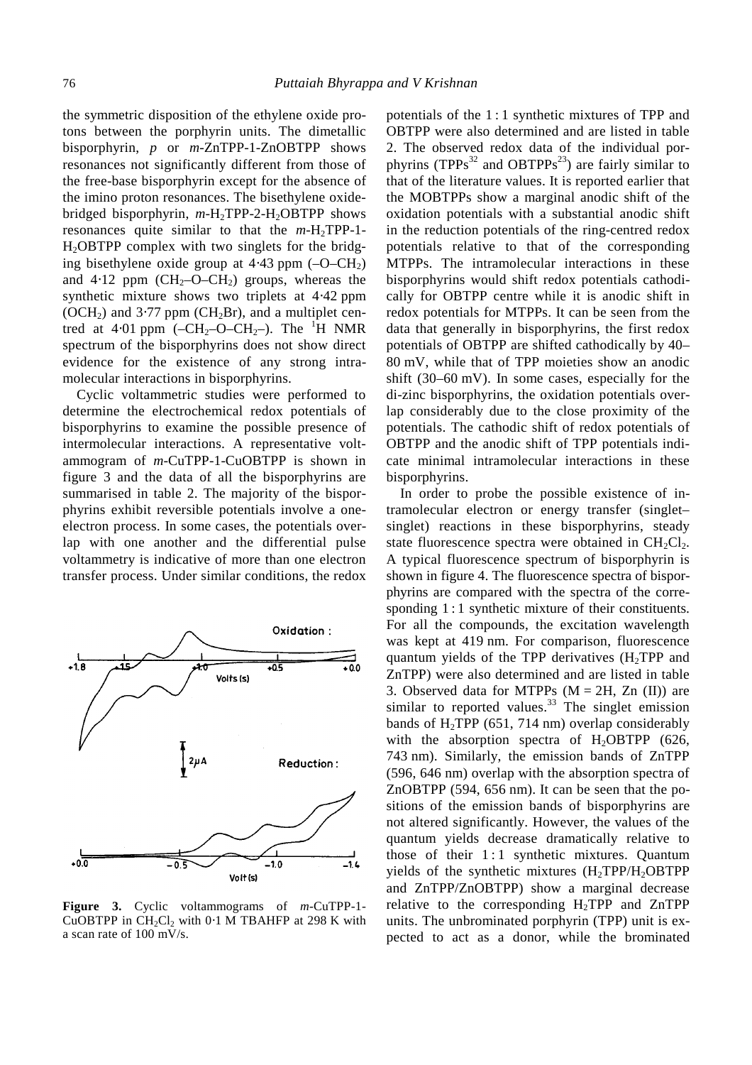the symmetric disposition of the ethylene oxide protons between the porphyrin units. The dimetallic bisporphyrin, *p* or *m*-ZnTPP-1-ZnOBTPP shows resonances not significantly different from those of the free-base bisporphyrin except for the absence of the imino proton resonances. The bisethylene oxide-bridged bisporphyrin, *m*-$H_2$TPP-2-$H_2$OBTPP shows resonances quite similar to that the *m*-$H_2$TPP-1-$H_2$OBTPP complex with two singlets for the bridging bisethylene oxide group at 4·43 ppm (–O–$CH_2$) and 4·12 ppm ($CH_2$–O–$CH_2$) groups, whereas the synthetic mixture shows two triplets at 4·42 ppm ($OCH_2$) and 3·77 ppm ($CH_2$Br), and a multiplet centred at 4·01 ppm (–$CH_2$–O–$CH_2$–). The $^1$H NMR spectrum of the bisporphyrins does not show direct evidence for the existence of any strong intramolecular interactions in bisporphyrins.

Cyclic voltammetric studies were performed to determine the electrochemical redox potentials of bisporphyrins to examine the possible presence of intermolecular interactions. A representative voltammogram of *m*-CuTPP-1-CuOBTPP is shown in figure 3 and the data of all the bisporphyrins are summarised in table 2. The majority of the bisporphyrins exhibit reversible potentials involve a one-electron process. In some cases, the potentials overlap with one another and the differential pulse voltammetry is indicative of more than one electron transfer process. Under similar conditions, the redox potentials of the 1 : 1 synthetic mixtures of TPP and OBTPP were also determined and are listed in table 2. The observed redox data of the individual porphyrins (TPPs[32] and OBTPPs[23]) are fairly similar to that of the literature values. It is reported earlier that the MOBTPPs show a marginal anodic shift of the oxidation potentials with a substantial anodic shift in the reduction potentials of the ring-centred redox potentials relative to that of the corresponding MTPPs. The intramolecular interactions in these bisporphyrins would shift redox potentials cathodically for OBTPP centre while it is anodic shift in redox potentials for MTPPs. It can be seen from the data that generally in bisporphyrins, the first redox potentials of OBTPP are shifted cathodically by 40–80 mV, while that of TPP moieties show an anodic shift (30–60 mV). In some cases, especially for the di-zinc bisporphyrins, the oxidation potentials overlap considerably due to the close proximity of the potentials. The cathodic shift of redox potentials of OBTPP and the anodic shift of TPP potentials indicate minimal intramolecular interactions in these bisporphyrins.

**Figure 3.** Cyclic voltammograms of *m*-CuTPP-1-CuOBTPP in $CH_2Cl_2$ with 0·1 M TBAHFP at 298 K with a scan rate of 100 mV/s.

In order to probe the possible existence of intramolecular electron or energy transfer (singlet–singlet) reactions in these bisporphyrins, steady state fluorescence spectra were obtained in $CH_2Cl_2$. A typical fluorescence spectrum of bisporphyrin is shown in figure 4. The fluorescence spectra of bisporphyrins are compared with the spectra of the corresponding 1 : 1 synthetic mixture of their constituents. For all the compounds, the excitation wavelength was kept at 419 nm. For comparison, fluorescence quantum yields of the TPP derivatives ($H_2$TPP and ZnTPP) were also determined and are listed in table 3. Observed data for MTPPs (M = 2H, Zn (II)) are similar to reported values.[33] The singlet emission bands of $H_2$TPP (651, 714 nm) overlap considerably with the absorption spectra of $H_2$OBTPP (626, 743 nm). Similarly, the emission bands of ZnTPP (596, 646 nm) overlap with the absorption spectra of ZnOBTPP (594, 656 nm). It can be seen that the positions of the emission bands of bisporphyrins are not altered significantly. However, the values of the quantum yields decrease dramatically relative to those of their 1 : 1 synthetic mixtures. Quantum yields of the synthetic mixtures ($H_2$TPP/$H_2$OBTPP and ZnTPP/ZnOBTPP) show a marginal decrease relative to the corresponding $H_2$TPP and ZnTPP units. The unbrominated porphyrin (TPP) unit is expected to act as a donor, while the brominated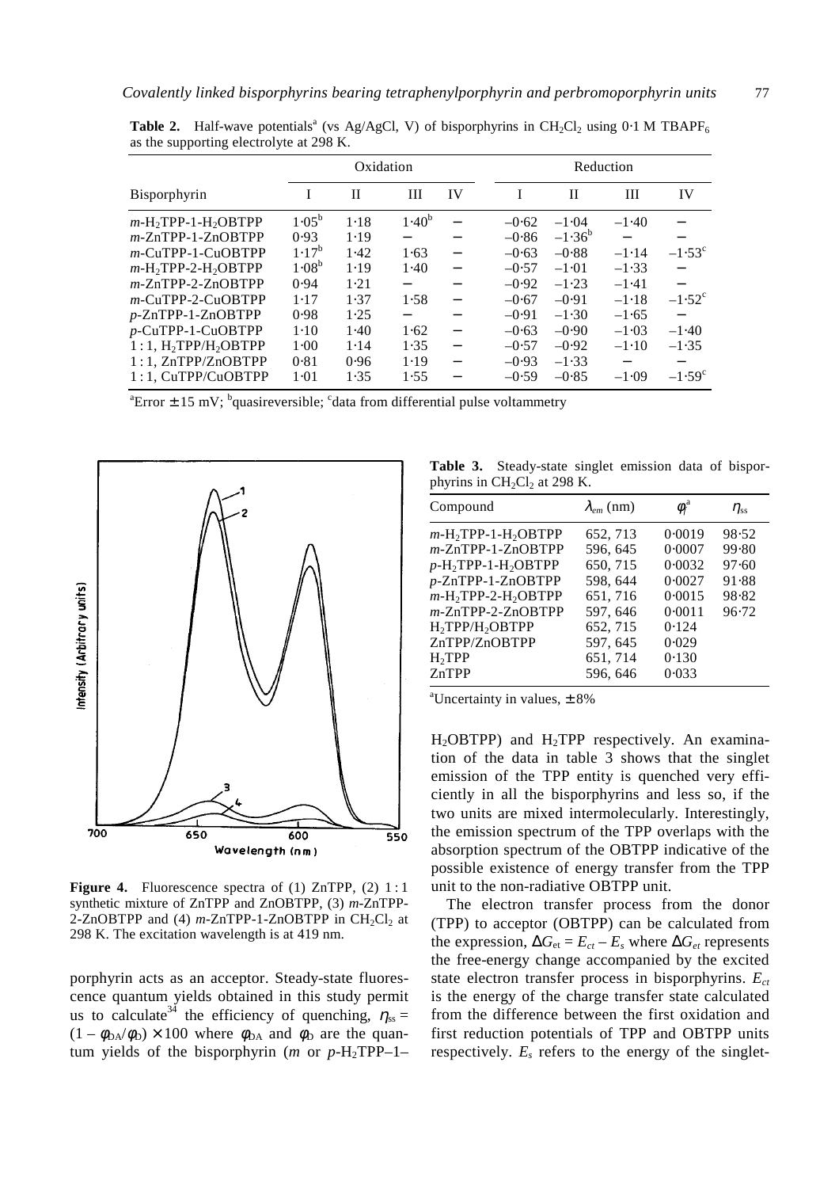**Table 2.** Half-wave potentials[a] (vs Ag/AgCl, V) of bisporphyrins in $CH_2Cl_2$ using 0·1 M $TBAPF_6$ as the supporting electrolyte at 298 K.

| Bisporphyrin | Oxidation | | | | Reduction | | | |
|---|---|---|---|---|---|---|---|---|
| | I | II | III | IV | I | II | III | IV |
| $m$-$H_2$TPP-1-$H_2$OBTPP | 1·05[b] | 1·18 | 1·40[b] | – | –0·62 | –1·04 | –1·40 | – |
| $m$-ZnTPP-1-ZnOBTPP | 0·93 | 1·19 | – | – | –0·86 | –1·36[b] | – | – |
| $m$-CuTPP-1-CuOBTPP | 1·17[b] | 1·42 | 1·63 | – | –0·63 | –0·88 | –1·14 | –1·53[c] |
| $m$-$H_2$TPP-2-$H_2$OBTPP | 1·08[b] | 1·19 | 1·40 | – | –0·57 | –1·01 | –1·33 | – |
| $m$-ZnTPP-2-ZnOBTPP | 0·94 | 1·21 | – | – | –0·92 | –1·23 | –1·41 | – |
| $m$-CuTPP-2-CuOBTPP | 1·17 | 1·37 | 1·58 | – | –0·67 | –0·91 | –1·18 | –1·52[c] |
| $p$-ZnTPP-1-ZnOBTPP | 0·98 | 1·25 | – | – | –0·91 | –1·30 | –1·65 | – |
| $p$-CuTPP-1-CuOBTPP | 1·10 | 1·40 | 1·62 | – | –0·63 | –0·90 | –1·03 | –1·40 |
| 1 : 1, $H_2$TPP/$H_2$OBTPP | 1·00 | 1·14 | 1·35 | – | –0·57 | –0·92 | –1·10 | –1·35 |
| 1 : 1, ZnTPP/ZnOBTPP | 0·81 | 0·96 | 1·19 | – | –0·93 | –1·33 | – | – |
| 1 : 1, CuTPP/CuOBTPP | 1·01 | 1·35 | 1·55 | – | –0·59 | –0·85 | –1·09 | –1·59[c] |

[a]Error ± 15 mV; [b]quasireversible; [c]data from differential pulse voltammetry

**Figure 4.** Fluorescence spectra of (1) ZnTPP, (2) 1 : 1 synthetic mixture of ZnTPP and ZnOBTPP, (3) $m$-ZnTPP-2-ZnOBTPP and (4) $m$-ZnTPP-1-ZnOBTPP in $CH_2Cl_2$ at 298 K. The excitation wavelength is at 419 nm.

porphyrin acts as an acceptor. Steady-state fluorescence quantum yields obtained in this study permit us to calculate[34] the efficiency of quenching, $\eta_{ss} = (1 - \phi_{DA}/\phi_D) \times 100$ where $\phi_{DA}$ and $\phi_D$ are the quantum yields of the bisporphyrin ($m$ or $p$-$H_2$TPP–1–$H_2$OBTPP) and $H_2$TPP respectively. An examination of the data in table 3 shows that the singlet emission of the TPP entity is quenched very efficiently in all the bisporphyrins and less so, if the two units are mixed intermolecularly. Interestingly, the emission spectrum of the TPP overlaps with the absorption spectrum of the OBTPP indicative of the possible existence of energy transfer from the TPP unit to the non-radiative OBTPP unit.

**Table 3.** Steady-state singlet emission data of bisporphyrins in $CH_2Cl_2$ at 298 K.

| Compound | $\lambda_{em}$ (nm) | $\phi_f$[a] | $\eta_{ss}$ |
|---|---|---|---|
| $m$-$H_2$TPP-1-$H_2$OBTPP | 652, 713 | 0·0019 | 98·52 |
| $m$-ZnTPP-1-ZnOBTPP | 596, 645 | 0·0007 | 99·80 |
| $p$-$H_2$TPP-1-$H_2$OBTPP | 650, 715 | 0·0032 | 97·60 |
| $p$-ZnTPP-1-ZnOBTPP | 598, 644 | 0·0027 | 91·88 |
| $m$-$H_2$TPP-2-$H_2$OBTPP | 651, 716 | 0·0015 | 98·82 |
| $m$-ZnTPP-2-ZnOBTPP | 597, 646 | 0·0011 | 96·72 |
| $H_2$TPP/$H_2$OBTPP | 652, 715 | 0·124 | |
| ZnTPP/ZnOBTPP | 597, 645 | 0·029 | |
| $H_2$TPP | 651, 714 | 0·130 | |
| ZnTPP | 596, 646 | 0·033 | |

[a]Uncertainty in values, ± 8%

The electron transfer process from the donor (TPP) to acceptor (OBTPP) can be calculated from the expression, $\Delta G_{et} = E_{ct} - E_s$ where $\Delta G_{et}$ represents the free-energy change accompanied by the excited state electron transfer process in bisporphyrins. $E_{ct}$ is the energy of the charge transfer state calculated from the difference between the first oxidation and first reduction potentials of TPP and OBTPP units respectively. $E_s$ refers to the energy of the singlet-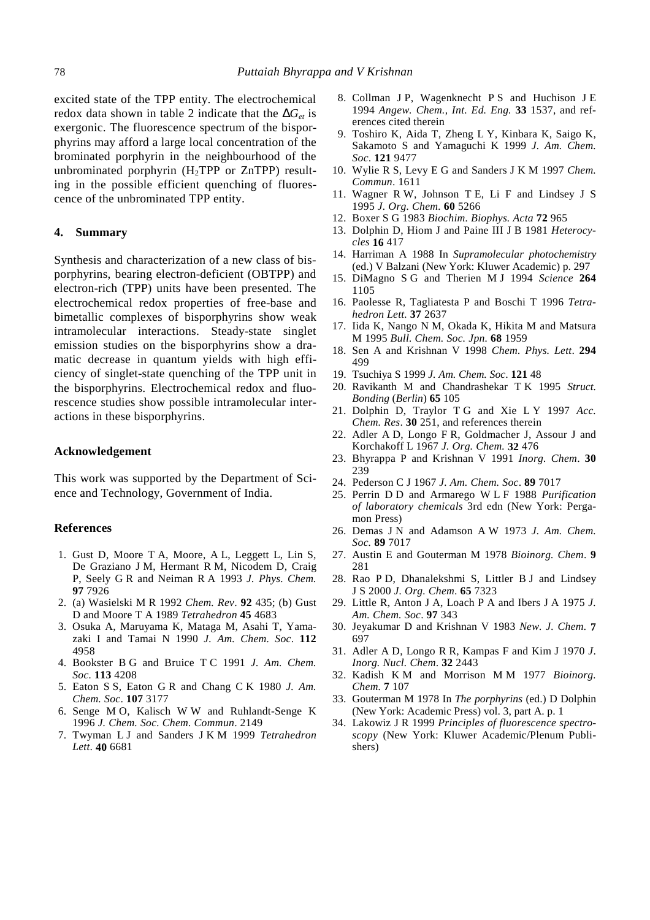excited state of the TPP entity. The electrochemical redox data shown in table 2 indicate that the $\Delta G_{et}$ is exergonic. The fluorescence spectrum of the bisporphyrins may afford a large local concentration of the brominated porphyrin in the neighbourhood of the unbrominated porphyrin ($H_2$TPP or ZnTPP) resulting in the possible efficient quenching of fluorescence of the unbrominated TPP entity.

## 4. Summary

Synthesis and characterization of a new class of bisporphyrins, bearing electron-deficient (OBTPP) and electron-rich (TPP) units have been presented. The electrochemical redox properties of free-base and bimetallic complexes of bisporphyrins show weak intramolecular interactions. Steady-state singlet emission studies on the bisporphyrins show a dramatic decrease in quantum yields with high efficiency of singlet-state quenching of the TPP unit in the bisporphyrins. Electrochemical redox and fluorescence studies show possible intramolecular interactions in these bisporphyrins.

## Acknowledgement

This work was supported by the Department of Science and Technology, Government of India.

## References

1. Gust D, Moore T A, Moore, A L, Leggett L, Lin S, De Graziano J M, Hermant R M, Nicodem D, Craig P, Seely G R and Neiman R A 1993 *J. Phys. Chem.* **97** 7926
2. (a) Wasielski M R 1992 *Chem. Rev*. **92** 435; (b) Gust D and Moore T A 1989 *Tetrahedron* **45** 4683
3. Osuka A, Maruyama K, Mataga M, Asahi T, Yamazaki I and Tamai N 1990 *J. Am. Chem. Soc*. **112** 4958
4. Bookster B G and Bruice T C 1991 *J. Am. Chem. Soc*. **113** 4208
5. Eaton S S, Eaton G R and Chang C K 1980 *J. Am. Chem. Soc*. **107** 3177
6. Senge M O, Kalisch W W and Ruhlandt-Senge K 1996 *J. Chem. Soc. Chem. Commun*. 2149
7. Twyman L J and Sanders J K M 1999 *Tetrahedron Lett*. **40** 6681
8. Collman J P, Wagenknecht P S and Huchison J E 1994 *Angew. Chem., Int. Ed. Eng.* **33** 1537, and references cited therein
9. Toshiro K, Aida T, Zheng L Y, Kinbara K, Saigo K, Sakamoto S and Yamaguchi K 1999 *J. Am. Chem. Soc*. **121** 9477
10. Wylie R S, Levy E G and Sanders J K M 1997 *Chem. Commun*. 1611
11. Wagner R W, Johnson T E, Li F and Lindsey J S 1995 *J. Org. Chem*. **60** 5266
12. Boxer S G 1983 *Biochim. Biophys. Acta* **72** 965
13. Dolphin D, Hiom J and Paine III J B 1981 *Heterocycles* **16** 417
14. Harriman A 1988 In *Supramolecular photochemistry* (ed.) V Balzani (New York: Kluwer Academic) p. 297
15. DiMagno S G and Therien M J 1994 *Science* **264** 1105
16. Paolesse R, Tagliatesta P and Boschi T 1996 *Tetrahedron Lett.* **37** 2637
17. Iida K, Nango N M, Okada K, Hikita M and Matsura M 1995 *Bull. Chem. Soc. Jpn*. **68** 1959
18. Sen A and Krishnan V 1998 *Chem. Phys. Lett*. **294** 499
19. Tsuchiya S 1999 *J. Am. Chem. Soc*. **121** 48
20. Ravikanth M and Chandrashekar T K 1995 *Struct. Bonding* (*Berlin*) **65** 105
21. Dolphin D, Traylor T G and Xie L Y 1997 *Acc. Chem. Res*. **30** 251, and references therein
22. Adler A D, Longo F R, Goldmacher J, Assour J and Korchakoff L 1967 *J. Org. Chem.* **32** 476
23. Bhyrappa P and Krishnan V 1991 *Inorg. Chem*. **30** 239
24. Pederson C J 1967 *J. Am. Chem. Soc*. **89** 7017
25. Perrin D D and Armarego W L F 1988 *Purification of laboratory chemicals* 3rd edn (New York: Pergamon Press)
26. Demas J N and Adamson A W 1973 *J. Am. Chem. Soc.* **89** 7017
27. Austin E and Gouterman M 1978 *Bioinorg. Chem*. **9** 281
28. Rao P D, Dhanalekshmi S, Littler B J and Lindsey J S 2000 *J. Org. Chem*. **65** 7323
29. Little R, Anton J A, Loach P A and Ibers J A 1975 *J. Am. Chem. Soc*. **97** 343
30. Jeyakumar D and Krishnan V 1983 *New. J. Chem*. **7** 697
31. Adler A D, Longo R R, Kampas F and Kim J 1970 *J. Inorg. Nucl. Chem*. **32** 2443
32. Kadish K M and Morrison M M 1977 *Bioinorg. Chem.* **7** 107
33. Gouterman M 1978 In *The porphyrins* (ed.) D Dolphin (New York: Academic Press) vol. 3, part A. p. 1
34. Lakowiz J R 1999 *Principles of fluorescence spectroscopy* (New York: Kluwer Academic/Plenum Publishers)